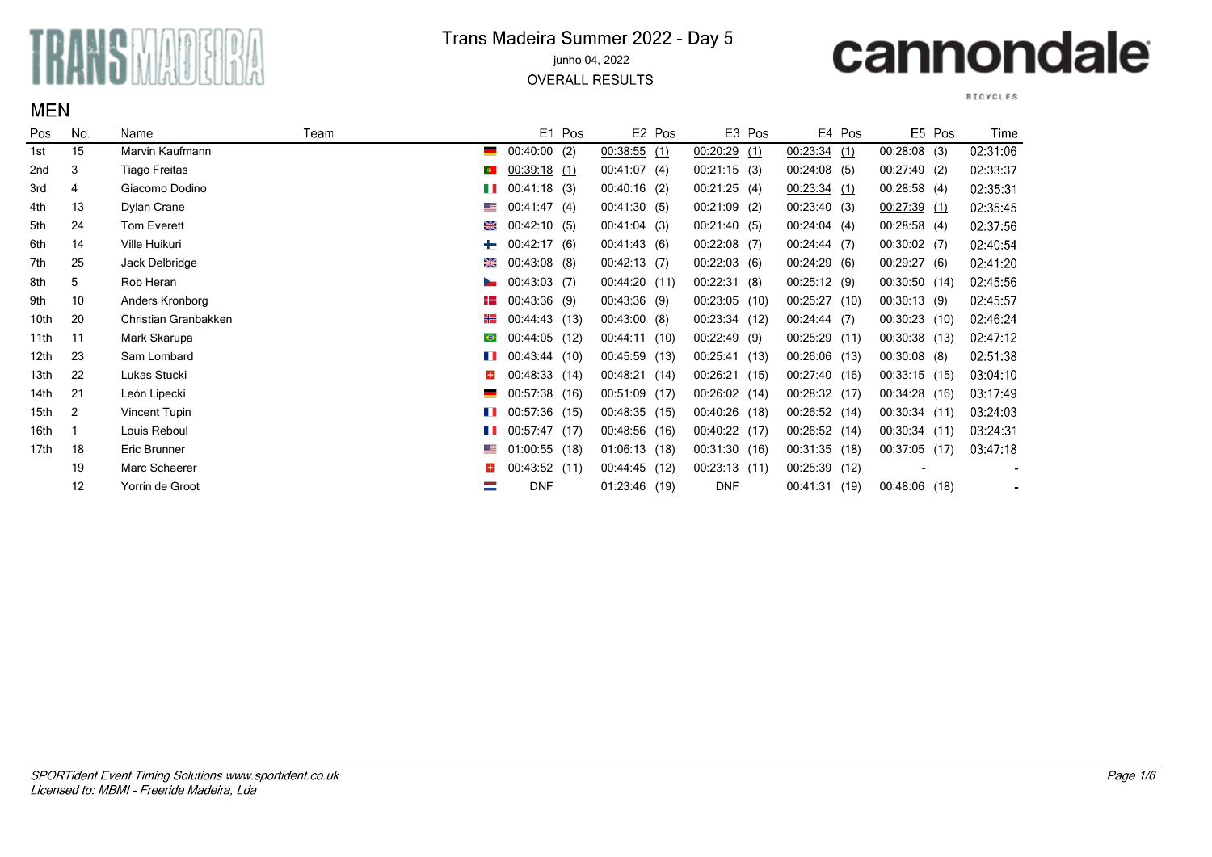# Trans Madeira Summer 2022 - Day 5

junho 04, 2022

OVERALL RESULTS

## MEN

| Pos | No. | Name | Team | | E1 | Pos | E2 | Pos | E3 | Pos | E4 | Pos | E5 | Pos | Time |
|---|---|---|---|---|---|---|---|---|---|---|---|---|---|---|---|
| 1st | 15 | Marvin Kaufmann | | | 00:40:00 | (2) | 00:38:55 | (1) | 00:20:29 | (1) | 00:23:34 | (1) | 00:28:08 | (3) | 02:31:06 |
| 2nd | 3 | Tiago Freitas | | | 00:39:18 | (1) | 00:41:07 | (4) | 00:21:15 | (3) | 00:24:08 | (5) | 00:27:49 | (2) | 02:33:37 |
| 3rd | 4 | Giacomo Dodino | | | 00:41:18 | (3) | 00:40:16 | (2) | 00:21:25 | (4) | 00:23:34 | (1) | 00:28:58 | (4) | 02:35:31 |
| 4th | 13 | Dylan Crane | | | 00:41:47 | (4) | 00:41:30 | (5) | 00:21:09 | (2) | 00:23:40 | (3) | 00:27:39 | (1) | 02:35:45 |
| 5th | 24 | Tom Everett | | | 00:42:10 | (5) | 00:41:04 | (3) | 00:21:40 | (5) | 00:24:04 | (4) | 00:28:58 | (4) | 02:37:56 |
| 6th | 14 | Ville Huikuri | | | 00:42:17 | (6) | 00:41:43 | (6) | 00:22:08 | (7) | 00:24:44 | (7) | 00:30:02 | (7) | 02:40:54 |
| 7th | 25 | Jack Delbridge | | | 00:43:08 | (8) | 00:42:13 | (7) | 00:22:03 | (6) | 00:24:29 | (6) | 00:29:27 | (6) | 02:41:20 |
| 8th | 5 | Rob Heran | | | 00:43:03 | (7) | 00:44:20 | (11) | 00:22:31 | (8) | 00:25:12 | (9) | 00:30:50 | (14) | 02:45:56 |
| 9th | 10 | Anders Kronborg | | | 00:43:36 | (9) | 00:43:36 | (9) | 00:23:05 | (10) | 00:25:27 | (10) | 00:30:13 | (9) | 02:45:57 |
| 10th | 20 | Christian Granbakken | | | 00:44:43 | (13) | 00:43:00 | (8) | 00:23:34 | (12) | 00:24:44 | (7) | 00:30:23 | (10) | 02:46:24 |
| 11th | 11 | Mark Skarupa | | | 00:44:05 | (12) | 00:44:11 | (10) | 00:22:49 | (9) | 00:25:29 | (11) | 00:30:38 | (13) | 02:47:12 |
| 12th | 23 | Sam Lombard | | | 00:43:44 | (10) | 00:45:59 | (13) | 00:25:41 | (13) | 00:26:06 | (13) | 00:30:08 | (8) | 02:51:38 |
| 13th | 22 | Lukas Stucki | | | 00:48:33 | (14) | 00:48:21 | (14) | 00:26:21 | (15) | 00:27:40 | (16) | 00:33:15 | (15) | 03:04:10 |
| 14th | 21 | León Lipecki | | | 00:57:38 | (16) | 00:51:09 | (17) | 00:26:02 | (14) | 00:28:32 | (17) | 00:34:28 | (16) | 03:17:49 |
| 15th | 2 | Vincent Tupin | | | 00:57:36 | (15) | 00:48:35 | (15) | 00:40:26 | (18) | 00:26:52 | (14) | 00:30:34 | (11) | 03:24:03 |
| 16th | 1 | Louis Reboul | | | 00:57:47 | (17) | 00:48:56 | (16) | 00:40:22 | (17) | 00:26:52 | (14) | 00:30:34 | (11) | 03:24:31 |
| 17th | 18 | Eric Brunner | | | 01:00:55 | (18) | 01:06:13 | (18) | 00:31:30 | (16) | 00:31:35 | (18) | 00:37:05 | (17) | 03:47:18 |
| | 19 | Marc Schaerer | | | 00:43:52 | (11) | 00:44:45 | (12) | 00:23:13 | (11) | 00:25:39 | (12) | - | | - |
| | 12 | Yorrin de Groot | | | DNF | | 01:23:46 | (19) | DNF | | 00:41:31 | (19) | 00:48:06 | (18) | - |

*SPORTident Event Timing Solutions www.sportident.co.uk*
*Licensed to: MBMI - Freeride Madeira, Lda*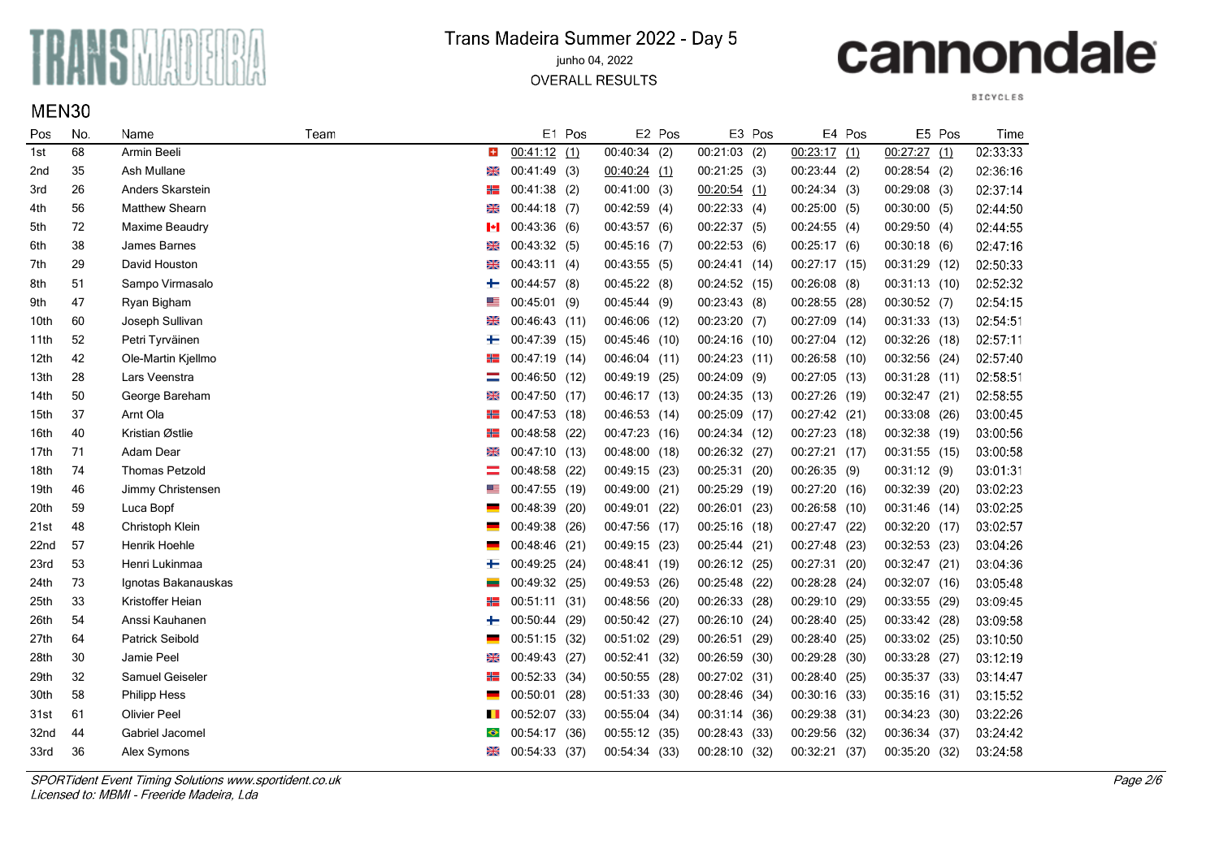# Trans Madeira Summer 2022 - Day 5

junho 04, 2022

OVERALL RESULTS

## MEN30

| Pos | No. | Name | Team | E1 | Pos | E2 | Pos | E3 | Pos | E4 | Pos | E5 | Pos | Time |
|---|---|---|---|---|---|---|---|---|---|---|---|---|---|---|
| 1st | 68 | Armin Beeli | | 00:41:12 | (1) | 00:40:34 | (2) | 00:21:03 | (2) | 00:23:17 | (1) | 00:27:27 | (1) | 02:33:33 |
| 2nd | 35 | Ash Mullane | | 00:41:49 | (3) | 00:40:24 | (1) | 00:21:25 | (3) | 00:23:44 | (2) | 00:28:54 | (2) | 02:36:16 |
| 3rd | 26 | Anders Skarstein | | 00:41:38 | (2) | 00:41:00 | (3) | 00:20:54 | (1) | 00:24:34 | (3) | 00:29:08 | (3) | 02:37:14 |
| 4th | 56 | Matthew Shearn | | 00:44:18 | (7) | 00:42:59 | (4) | 00:22:33 | (4) | 00:25:00 | (5) | 00:30:00 | (5) | 02:44:50 |
| 5th | 72 | Maxime Beaudry | | 00:43:36 | (6) | 00:43:57 | (6) | 00:22:37 | (5) | 00:24:55 | (4) | 00:29:50 | (4) | 02:44:55 |
| 6th | 38 | James Barnes | | 00:43:32 | (5) | 00:45:16 | (7) | 00:22:53 | (6) | 00:25:17 | (6) | 00:30:18 | (6) | 02:47:16 |
| 7th | 29 | David Houston | | 00:43:11 | (4) | 00:43:55 | (5) | 00:24:41 | (14) | 00:27:17 | (15) | 00:31:29 | (12) | 02:50:33 |
| 8th | 51 | Sampo Virmasalo | | 00:44:57 | (8) | 00:45:22 | (8) | 00:24:52 | (15) | 00:26:08 | (8) | 00:31:13 | (10) | 02:52:32 |
| 9th | 47 | Ryan Bigham | | 00:45:01 | (9) | 00:45:44 | (9) | 00:23:43 | (8) | 00:28:55 | (28) | 00:30:52 | (7) | 02:54:15 |
| 10th | 60 | Joseph Sullivan | | 00:46:43 | (11) | 00:46:06 | (12) | 00:23:20 | (7) | 00:27:09 | (14) | 00:31:33 | (13) | 02:54:51 |
| 11th | 52 | Petri Tyrväinen | | 00:47:39 | (15) | 00:45:46 | (10) | 00:24:16 | (10) | 00:27:04 | (12) | 00:32:26 | (18) | 02:57:11 |
| 12th | 42 | Ole-Martin Kjellmo | | 00:47:19 | (14) | 00:46:04 | (11) | 00:24:23 | (11) | 00:26:58 | (10) | 00:32:56 | (24) | 02:57:40 |
| 13th | 28 | Lars Veenstra | | 00:46:50 | (12) | 00:49:19 | (25) | 00:24:09 | (9) | 00:27:05 | (13) | 00:31:28 | (11) | 02:58:51 |
| 14th | 50 | George Bareham | | 00:47:50 | (17) | 00:46:17 | (13) | 00:24:35 | (13) | 00:27:26 | (19) | 00:32:47 | (21) | 02:58:55 |
| 15th | 37 | Arnt Ola | | 00:47:53 | (18) | 00:46:53 | (14) | 00:25:09 | (17) | 00:27:42 | (21) | 00:33:08 | (26) | 03:00:45 |
| 16th | 40 | Kristian Østlie | | 00:48:58 | (22) | 00:47:23 | (16) | 00:24:34 | (12) | 00:27:23 | (18) | 00:32:38 | (19) | 03:00:56 |
| 17th | 71 | Adam Dear | | 00:47:10 | (13) | 00:48:00 | (18) | 00:26:32 | (27) | 00:27:21 | (17) | 00:31:55 | (15) | 03:00:58 |
| 18th | 74 | Thomas Petzold | | 00:48:58 | (22) | 00:49:15 | (23) | 00:25:31 | (20) | 00:26:35 | (9) | 00:31:12 | (9) | 03:01:31 |
| 19th | 46 | Jimmy Christensen | | 00:47:55 | (19) | 00:49:00 | (21) | 00:25:29 | (19) | 00:27:20 | (16) | 00:32:39 | (20) | 03:02:23 |
| 20th | 59 | Luca Bopf | | 00:48:39 | (20) | 00:49:01 | (22) | 00:26:01 | (23) | 00:26:58 | (10) | 00:31:46 | (14) | 03:02:25 |
| 21st | 48 | Christoph Klein | | 00:49:38 | (26) | 00:47:56 | (17) | 00:25:16 | (18) | 00:27:47 | (22) | 00:32:20 | (17) | 03:02:57 |
| 22nd | 57 | Henrik Hoehle | | 00:48:46 | (21) | 00:49:15 | (23) | 00:25:44 | (21) | 00:27:48 | (23) | 00:32:53 | (23) | 03:04:26 |
| 23rd | 53 | Henri Lukinmaa | | 00:49:25 | (24) | 00:48:41 | (19) | 00:26:12 | (25) | 00:27:31 | (20) | 00:32:47 | (21) | 03:04:36 |
| 24th | 73 | Ignotas Bakanauskas | | 00:49:32 | (25) | 00:49:53 | (26) | 00:25:48 | (22) | 00:28:28 | (24) | 00:32:07 | (16) | 03:05:48 |
| 25th | 33 | Kristoffer Heian | | 00:51:11 | (31) | 00:48:56 | (20) | 00:26:33 | (28) | 00:29:10 | (29) | 00:33:55 | (29) | 03:09:45 |
| 26th | 54 | Anssi Kauhanen | | 00:50:44 | (29) | 00:50:42 | (27) | 00:26:10 | (24) | 00:28:40 | (25) | 00:33:42 | (28) | 03:09:58 |
| 27th | 64 | Patrick Seibold | | 00:51:15 | (32) | 00:51:02 | (29) | 00:26:51 | (29) | 00:28:40 | (25) | 00:33:02 | (25) | 03:10:50 |
| 28th | 30 | Jamie Peel | | 00:49:43 | (27) | 00:52:41 | (32) | 00:26:59 | (30) | 00:29:28 | (30) | 00:33:28 | (27) | 03:12:19 |
| 29th | 32 | Samuel Geiseler | | 00:52:33 | (34) | 00:50:55 | (28) | 00:27:02 | (31) | 00:28:40 | (25) | 00:35:37 | (33) | 03:14:47 |
| 30th | 58 | Philipp Hess | | 00:50:01 | (28) | 00:51:33 | (30) | 00:28:46 | (34) | 00:30:16 | (33) | 00:35:16 | (31) | 03:15:52 |
| 31st | 61 | Olivier Peel | | 00:52:07 | (33) | 00:55:04 | (34) | 00:31:14 | (36) | 00:29:38 | (31) | 00:34:23 | (30) | 03:22:26 |
| 32nd | 44 | Gabriel Jacomel | | 00:54:17 | (36) | 00:55:12 | (35) | 00:28:43 | (33) | 00:29:56 | (32) | 00:36:34 | (37) | 03:24:42 |
| 33rd | 36 | Alex Symons | | 00:54:33 | (37) | 00:54:34 | (33) | 00:28:10 | (32) | 00:32:21 | (37) | 00:35:20 | (32) | 03:24:58 |

*SPORTident Event Timing Solutions www.sportident.co.uk*
*Licensed to: MBMI - Freeride Madeira, Lda*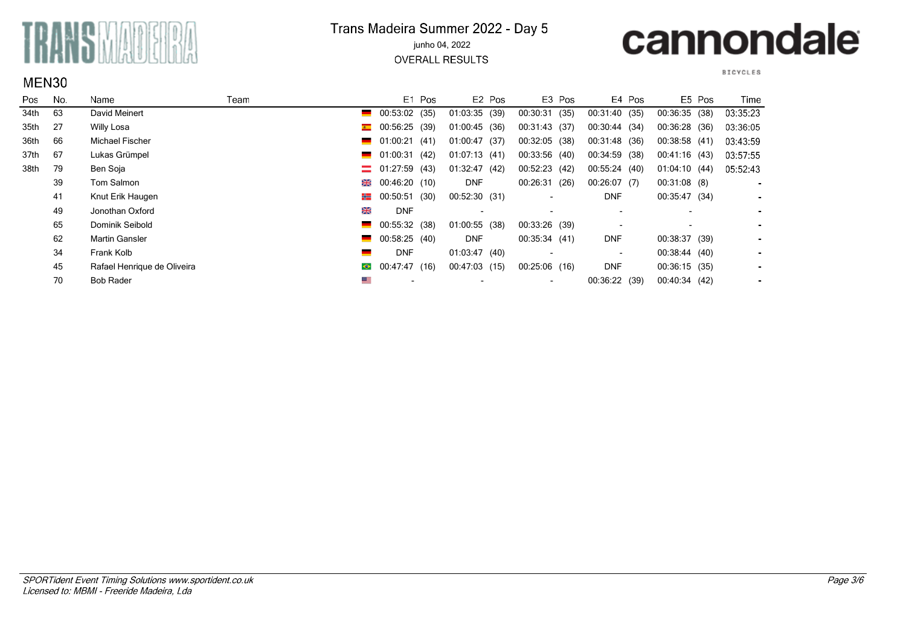# Trans Madeira Summer 2022 - Day 5

junho 04, 2022

OVERALL RESULTS

## MEN30

| Pos | No. | Name | Team | E1 | Pos | E2 | Pos | E3 | Pos | E4 | Pos | E5 | Pos | Time |
|---|---|---|---|---|---|---|---|---|---|---|---|---|---|---|
| 34th | 63 | David Meinert | | 00:53:02 | (35) | 01:03:35 | (39) | 00:30:31 | (35) | 00:31:40 | (35) | 00:36:35 | (38) | 03:35:23 |
| 35th | 27 | Willy Losa | | 00:56:25 | (39) | 01:00:45 | (36) | 00:31:43 | (37) | 00:30:44 | (34) | 00:36:28 | (36) | 03:36:05 |
| 36th | 66 | Michael Fischer | | 01:00:21 | (41) | 01:00:47 | (37) | 00:32:05 | (38) | 00:31:48 | (36) | 00:38:58 | (41) | 03:43:59 |
| 37th | 67 | Lukas Grümpel | | 01:00:31 | (42) | 01:07:13 | (41) | 00:33:56 | (40) | 00:34:59 | (38) | 00:41:16 | (43) | 03:57:55 |
| 38th | 79 | Ben Soja | | 01:27:59 | (43) | 01:32:47 | (42) | 00:52:23 | (42) | 00:55:24 | (40) | 01:04:10 | (44) | 05:52:43 |
| | 39 | Tom Salmon | | 00:46:20 | (10) | DNF | | 00:26:31 | (26) | 00:26:07 | (7) | 00:31:08 | (8) | - |
| | 41 | Knut Erik Haugen | | 00:50:51 | (30) | 00:52:30 | (31) | - | | DNF | | 00:35:47 | (34) | - |
| | 49 | Jonothan Oxford | | DNF | | - | | - | | - | | - | | - |
| | 65 | Dominik Seibold | | 00:55:32 | (38) | 01:00:55 | (38) | 00:33:26 | (39) | - | | - | | - |
| | 62 | Martin Gansler | | 00:58:25 | (40) | DNF | | 00:35:34 | (41) | DNF | | 00:38:37 | (39) | - |
| | 34 | Frank Kolb | | DNF | | 01:03:47 | (40) | - | | - | | 00:38:44 | (40) | - |
| | 45 | Rafael Henrique de Oliveira | | 00:47:47 | (16) | 00:47:03 | (15) | 00:25:06 | (16) | DNF | | 00:36:15 | (35) | - |
| | 70 | Bob Rader | | - | | - | | - | | 00:36:22 | (39) | 00:40:34 | (42) | - |

*SPORTident Event Timing Solutions www.sportident.co.uk*
*Licensed to: MBMI - Freeride Madeira, Lda*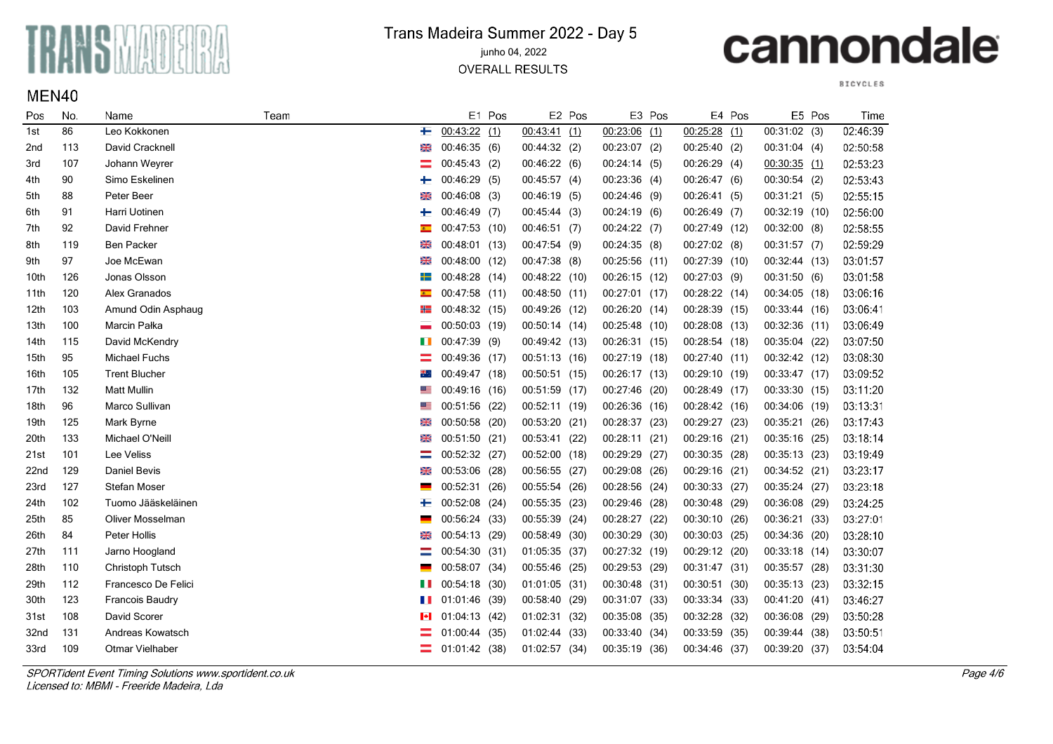# Trans Madeira Summer 2022 - Day 5

junho 04, 2022

OVERALL RESULTS

## MEN40

| Pos | No. | Name | Team | E1 | Pos | E2 | Pos | E3 | Pos | E4 | Pos | E5 | Pos | Time |
|---|---|---|---|---|---|---|---|---|---|---|---|---|---|---|
| 1st | 86 | Leo Kokkonen | | 00:43:22 | (1) | 00:43:41 | (1) | 00:23:06 | (1) | 00:25:28 | (1) | 00:31:02 | (3) | 02:46:39 |
| 2nd | 113 | David Cracknell | | 00:46:35 | (6) | 00:44:32 | (2) | 00:23:07 | (2) | 00:25:40 | (2) | 00:31:04 | (4) | 02:50:58 |
| 3rd | 107 | Johann Weyrer | | 00:45:43 | (2) | 00:46:22 | (6) | 00:24:14 | (5) | 00:26:29 | (4) | 00:30:35 | (1) | 02:53:23 |
| 4th | 90 | Simo Eskelinen | | 00:46:29 | (5) | 00:45:57 | (4) | 00:23:36 | (4) | 00:26:47 | (6) | 00:30:54 | (2) | 02:53:43 |
| 5th | 88 | Peter Beer | | 00:46:08 | (3) | 00:46:19 | (5) | 00:24:46 | (9) | 00:26:41 | (5) | 00:31:21 | (5) | 02:55:15 |
| 6th | 91 | Harri Uotinen | | 00:46:49 | (7) | 00:45:44 | (3) | 00:24:19 | (6) | 00:26:49 | (7) | 00:32:19 | (10) | 02:56:00 |
| 7th | 92 | David Frehner | | 00:47:53 | (10) | 00:46:51 | (7) | 00:24:22 | (7) | 00:27:49 | (12) | 00:32:00 | (8) | 02:58:55 |
| 8th | 119 | Ben Packer | | 00:48:01 | (13) | 00:47:54 | (9) | 00:24:35 | (8) | 00:27:02 | (8) | 00:31:57 | (7) | 02:59:29 |
| 9th | 97 | Joe McEwan | | 00:48:00 | (12) | 00:47:38 | (8) | 00:25:56 | (11) | 00:27:39 | (10) | 00:32:44 | (13) | 03:01:57 |
| 10th | 126 | Jonas Olsson | | 00:48:28 | (14) | 00:48:22 | (10) | 00:26:15 | (12) | 00:27:03 | (9) | 00:31:50 | (6) | 03:01:58 |
| 11th | 120 | Alex Granados | | 00:47:58 | (11) | 00:48:50 | (11) | 00:27:01 | (17) | 00:28:22 | (14) | 00:34:05 | (18) | 03:06:16 |
| 12th | 103 | Amund Odin Asphaug | | 00:48:32 | (15) | 00:49:26 | (12) | 00:26:20 | (14) | 00:28:39 | (15) | 00:33:44 | (16) | 03:06:41 |
| 13th | 100 | Marcin Pałka | | 00:50:03 | (19) | 00:50:14 | (14) | 00:25:48 | (10) | 00:28:08 | (13) | 00:32:36 | (11) | 03:06:49 |
| 14th | 115 | David McKendry | | 00:47:39 | (9) | 00:49:42 | (13) | 00:26:31 | (15) | 00:28:54 | (18) | 00:35:04 | (22) | 03:07:50 |
| 15th | 95 | Michael Fuchs | | 00:49:36 | (17) | 00:51:13 | (16) | 00:27:19 | (18) | 00:27:40 | (11) | 00:32:42 | (12) | 03:08:30 |
| 16th | 105 | Trent Blucher | | 00:49:47 | (18) | 00:50:51 | (15) | 00:26:17 | (13) | 00:29:10 | (19) | 00:33:47 | (17) | 03:09:52 |
| 17th | 132 | Matt Mullin | | 00:49:16 | (16) | 00:51:59 | (17) | 00:27:46 | (20) | 00:28:49 | (17) | 00:33:30 | (15) | 03:11:20 |
| 18th | 96 | Marco Sullivan | | 00:51:56 | (22) | 00:52:11 | (19) | 00:26:36 | (16) | 00:28:42 | (16) | 00:34:06 | (19) | 03:13:31 |
| 19th | 125 | Mark Byrne | | 00:50:58 | (20) | 00:53:20 | (21) | 00:28:37 | (23) | 00:29:27 | (23) | 00:35:21 | (26) | 03:17:43 |
| 20th | 133 | Michael O'Neill | | 00:51:50 | (21) | 00:53:41 | (22) | 00:28:11 | (21) | 00:29:16 | (21) | 00:35:16 | (25) | 03:18:14 |
| 21st | 101 | Lee Veliss | | 00:52:32 | (27) | 00:52:00 | (18) | 00:29:29 | (27) | 00:30:35 | (28) | 00:35:13 | (23) | 03:19:49 |
| 22nd | 129 | Daniel Bevis | | 00:53:06 | (28) | 00:56:55 | (27) | 00:29:08 | (26) | 00:29:16 | (21) | 00:34:52 | (21) | 03:23:17 |
| 23rd | 127 | Stefan Moser | | 00:52:31 | (26) | 00:55:54 | (26) | 00:28:56 | (24) | 00:30:33 | (27) | 00:35:24 | (27) | 03:23:18 |
| 24th | 102 | Tuomo Jääskeläinen | | 00:52:08 | (24) | 00:55:35 | (23) | 00:29:46 | (28) | 00:30:48 | (29) | 00:36:08 | (29) | 03:24:25 |
| 25th | 85 | Oliver Mosselman | | 00:56:24 | (33) | 00:55:39 | (24) | 00:28:27 | (22) | 00:30:10 | (26) | 00:36:21 | (33) | 03:27:01 |
| 26th | 84 | Peter Hollis | | 00:54:13 | (29) | 00:58:49 | (30) | 00:30:29 | (30) | 00:30:03 | (25) | 00:34:36 | (20) | 03:28:10 |
| 27th | 111 | Jarno Hoogland | | 00:54:30 | (31) | 01:05:35 | (37) | 00:27:32 | (19) | 00:29:12 | (20) | 00:33:18 | (14) | 03:30:07 |
| 28th | 110 | Christoph Tutsch | | 00:58:07 | (34) | 00:55:46 | (25) | 00:29:53 | (29) | 00:31:47 | (31) | 00:35:57 | (28) | 03:31:30 |
| 29th | 112 | Francesco De Felici | | 00:54:18 | (30) | 01:01:05 | (31) | 00:30:48 | (31) | 00:30:51 | (30) | 00:35:13 | (23) | 03:32:15 |
| 30th | 123 | Francois Baudry | | 01:01:46 | (39) | 00:58:40 | (29) | 00:31:07 | (33) | 00:33:34 | (33) | 00:41:20 | (41) | 03:46:27 |
| 31st | 108 | David Scorer | | 01:04:13 | (42) | 01:02:31 | (32) | 00:35:08 | (35) | 00:32:28 | (32) | 00:36:08 | (29) | 03:50:28 |
| 32nd | 131 | Andreas Kowatsch | | 01:00:44 | (35) | 01:02:44 | (33) | 00:33:40 | (34) | 00:33:59 | (35) | 00:39:44 | (38) | 03:50:51 |
| 33rd | 109 | Otmar Vielhaber | | 01:01:42 | (38) | 01:02:57 | (34) | 00:35:19 | (36) | 00:34:46 | (37) | 00:39:20 | (37) | 03:54:04 |

*SPORTident Event Timing Solutions www.sportident.co.uk*
*Licensed to: MBMI - Freeride Madeira, Lda*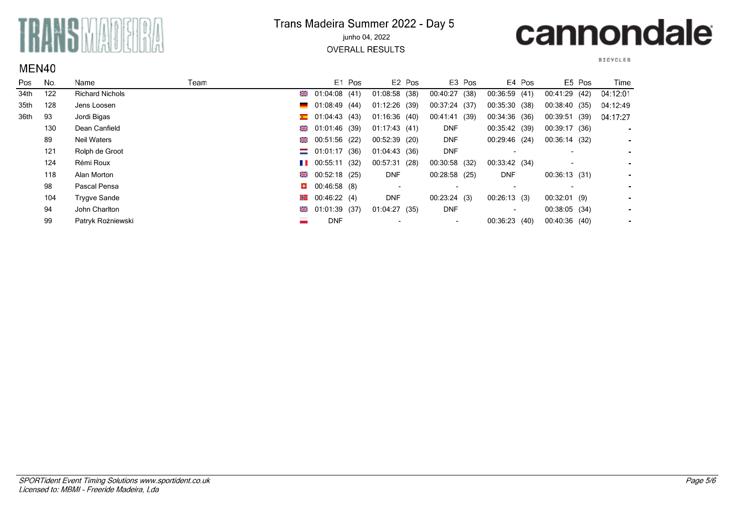# Trans Madeira Summer 2022 - Day 5

junho 04, 2022

OVERALL RESULTS

## MEN40

| Pos | No. | Name | Team | | E1 | Pos | E2 | Pos | E3 | Pos | E4 | Pos | E5 | Pos | Time |
|---|---|---|---|---|---|---|---|---|---|---|---|---|---|---|---|
| 34th | 122 | Richard Nichols | | GB | 01:04:08 | (41) | 01:08:58 | (38) | 00:40:27 | (38) | 00:36:59 | (41) | 00:41:29 | (42) | 04:12:01 |
| 35th | 128 | Jens Loosen | | DE | 01:08:49 | (44) | 01:12:26 | (39) | 00:37:24 | (37) | 00:35:30 | (38) | 00:38:40 | (35) | 04:12:49 |
| 36th | 93 | Jordi Bigas | | ES | 01:04:43 | (43) | 01:16:36 | (40) | 00:41:41 | (39) | 00:34:36 | (36) | 00:39:51 | (39) | 04:17:27 |
| | 130 | Dean Canfield | | GB | 01:01:46 | (39) | 01:17:43 | (41) | DNF | | 00:35:42 | (39) | 00:39:17 | (36) | - |
| | 89 | Neil Waters | | GB | 00:51:56 | (22) | 00:52:39 | (20) | DNF | | 00:29:46 | (24) | 00:36:14 | (32) | - |
| | 121 | Rolph de Groot | | NL | 01:01:17 | (36) | 01:04:43 | (36) | DNF | | - | | - | | - |
| | 124 | Rémi Roux | | FR | 00:55:11 | (32) | 00:57:31 | (28) | 00:30:58 | (32) | 00:33:42 | (34) | - | | - |
| | 118 | Alan Morton | | GB | 00:52:18 | (25) | DNF | | 00:28:58 | (25) | DNF | | 00:36:13 | (31) | - |
| | 98 | Pascal Pensa | | CH | 00:46:58 | (8) | - | | - | | - | | - | | - |
| | 104 | Trygve Sande | | NO | 00:46:22 | (4) | DNF | | 00:23:24 | (3) | 00:26:13 | (3) | 00:32:01 | (9) | - |
| | 94 | John Charlton | | GB | 01:01:39 | (37) | 01:04:27 | (35) | DNF | | - | | 00:38:05 | (34) | - |
| | 99 | Patryk Rożniewski | | PL | DNF | | - | | - | | 00:36:23 | (40) | 00:40:36 | (40) | - |

*SPORTident Event Timing Solutions www.sportident.co.uk*
*Licensed to: MBMI - Freeride Madeira, Lda*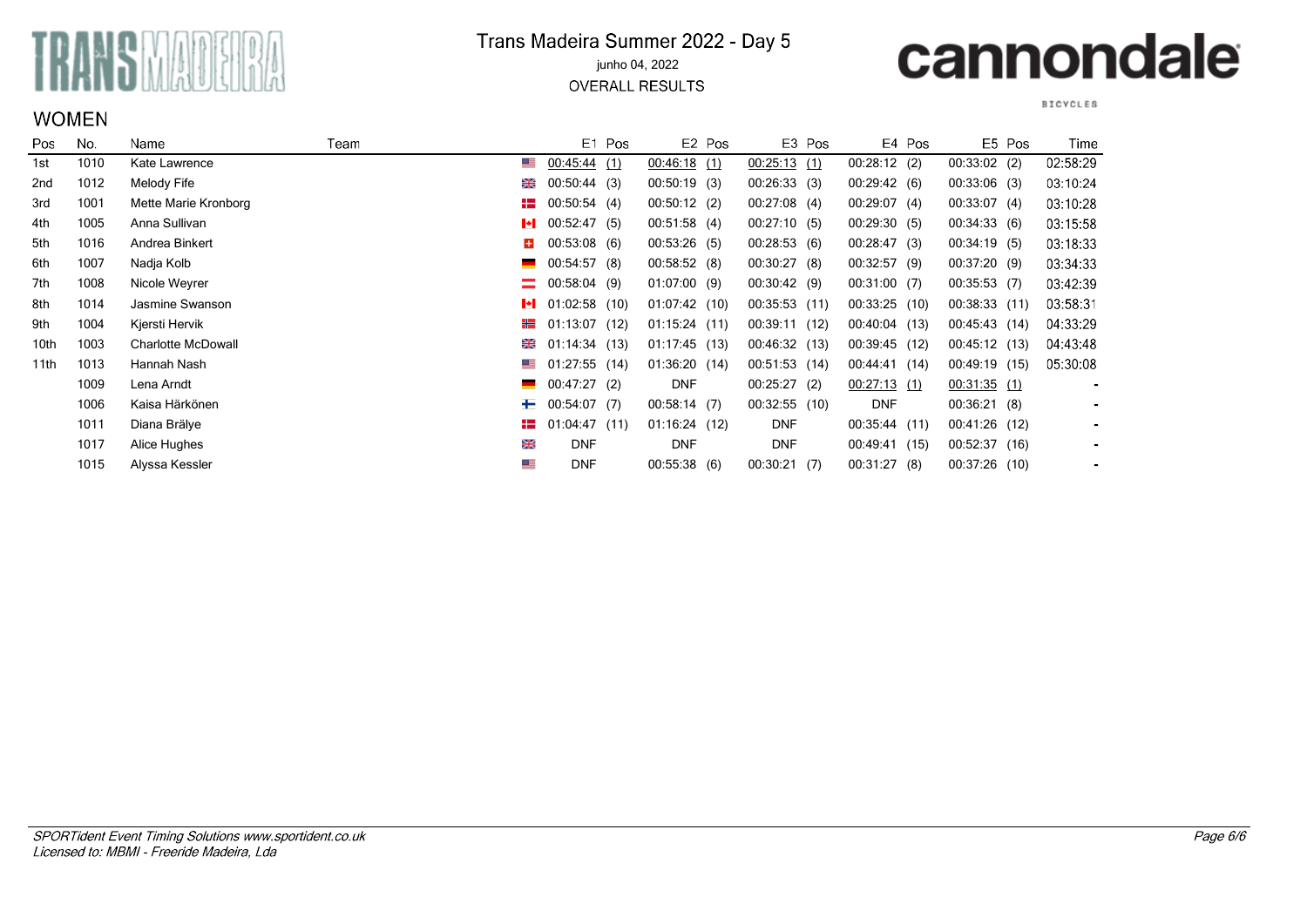# Trans Madeira Summer 2022 - Day 5

junho 04, 2022

OVERALL RESULTS

## WOMEN

| Pos | No. | Name | Team | E1 | Pos | E2 | Pos | E3 | Pos | E4 | Pos | E5 | Pos | Time |
|---|---|---|---|---|---|---|---|---|---|---|---|---|---|---|
| 1st | 1010 | Kate Lawrence | | 00:45:44 | (1) | 00:46:18 | (1) | 00:25:13 | (1) | 00:28:12 | (2) | 00:33:02 | (2) | 02:58:29 |
| 2nd | 1012 | Melody Fife | | 00:50:44 | (3) | 00:50:19 | (3) | 00:26:33 | (3) | 00:29:42 | (6) | 00:33:06 | (3) | 03:10:24 |
| 3rd | 1001 | Mette Marie Kronborg | | 00:50:54 | (4) | 00:50:12 | (2) | 00:27:08 | (4) | 00:29:07 | (4) | 00:33:07 | (4) | 03:10:28 |
| 4th | 1005 | Anna Sullivan | | 00:52:47 | (5) | 00:51:58 | (4) | 00:27:10 | (5) | 00:29:30 | (5) | 00:34:33 | (6) | 03:15:58 |
| 5th | 1016 | Andrea Binkert | | 00:53:08 | (6) | 00:53:26 | (5) | 00:28:53 | (6) | 00:28:47 | (3) | 00:34:19 | (5) | 03:18:33 |
| 6th | 1007 | Nadja Kolb | | 00:54:57 | (8) | 00:58:52 | (8) | 00:30:27 | (8) | 00:32:57 | (9) | 00:37:20 | (9) | 03:34:33 |
| 7th | 1008 | Nicole Weyrer | | 00:58:04 | (9) | 01:07:00 | (9) | 00:30:42 | (9) | 00:31:00 | (7) | 00:35:53 | (7) | 03:42:39 |
| 8th | 1014 | Jasmine Swanson | | 01:02:58 | (10) | 01:07:42 | (10) | 00:35:53 | (11) | 00:33:25 | (10) | 00:38:33 | (11) | 03:58:31 |
| 9th | 1004 | Kjersti Hervik | | 01:13:07 | (12) | 01:15:24 | (11) | 00:39:11 | (12) | 00:40:04 | (13) | 00:45:43 | (14) | 04:33:29 |
| 10th | 1003 | Charlotte McDowall | | 01:14:34 | (13) | 01:17:45 | (13) | 00:46:32 | (13) | 00:39:45 | (12) | 00:45:12 | (13) | 04:43:48 |
| 11th | 1013 | Hannah Nash | | 01:27:55 | (14) | 01:36:20 | (14) | 00:51:53 | (14) | 00:44:41 | (14) | 00:49:19 | (15) | 05:30:08 |
| | 1009 | Lena Arndt | | 00:47:27 | (2) | DNF | | 00:25:27 | (2) | 00:27:13 | (1) | 00:31:35 | (1) | - |
| | 1006 | Kaisa Härkönen | | 00:54:07 | (7) | 00:58:14 | (7) | 00:32:55 | (10) | DNF | | 00:36:21 | (8) | - |
| | 1011 | Diana Brälye | | 01:04:47 | (11) | 01:16:24 | (12) | DNF | | 00:35:44 | (11) | 00:41:26 | (12) | - |
| | 1017 | Alice Hughes | | DNF | | DNF | | DNF | | 00:49:41 | (15) | 00:52:37 | (16) | - |
| | 1015 | Alyssa Kessler | | DNF | | 00:55:38 | (6) | 00:30:21 | (7) | 00:31:27 | (8) | 00:37:26 | (10) | - |

*SPORTident Event Timing Solutions www.sportident.co.uk*
*Licensed to: MBMI - Freeride Madeira, Lda*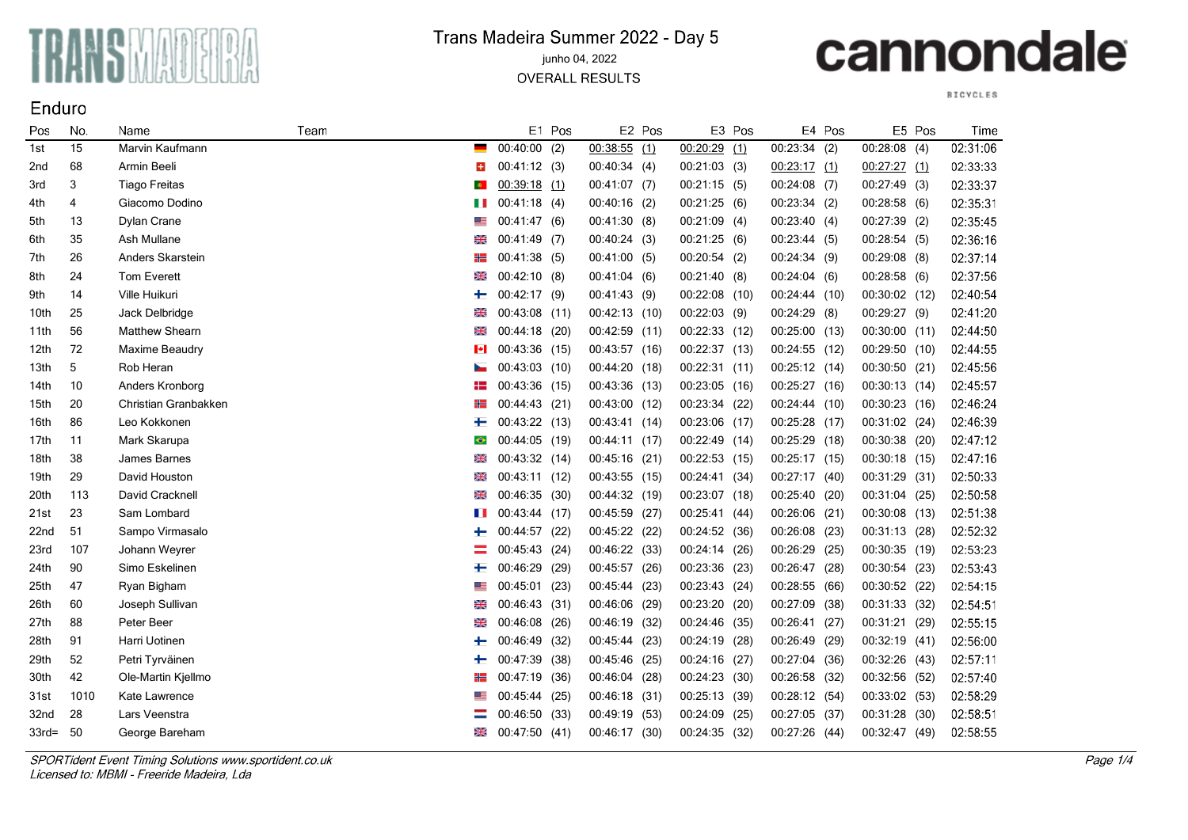# Trans Madeira Summer 2022 - Day 5

junho 04, 2022

OVERALL RESULTS

## Enduro

| Pos | No. | Name | Team | | E1 | Pos | E2 | Pos | E3 | Pos | E4 | Pos | E5 | Pos | Time |
|---|---|---|---|---|---|---|---|---|---|---|---|---|---|---|---|
| 1st | 15 | Marvin Kaufmann | | | 00:40:00 | (2) | 00:38:55 | (1) | 00:20:29 | (1) | 00:23:34 | (2) | 00:28:08 | (4) | 02:31:06 |
| 2nd | 68 | Armin Beeli | | | 00:41:12 | (3) | 00:40:34 | (4) | 00:21:03 | (3) | 00:23:17 | (1) | 00:27:27 | (1) | 02:33:33 |
| 3rd | 3 | Tiago Freitas | | | 00:39:18 | (1) | 00:41:07 | (7) | 00:21:15 | (5) | 00:24:08 | (7) | 00:27:49 | (3) | 02:33:37 |
| 4th | 4 | Giacomo Dodino | | | 00:41:18 | (4) | 00:40:16 | (2) | 00:21:25 | (6) | 00:23:34 | (2) | 00:28:58 | (6) | 02:35:31 |
| 5th | 13 | Dylan Crane | | | 00:41:47 | (6) | 00:41:30 | (8) | 00:21:09 | (4) | 00:23:40 | (4) | 00:27:39 | (2) | 02:35:45 |
| 6th | 35 | Ash Mullane | | | 00:41:49 | (7) | 00:40:24 | (3) | 00:21:25 | (6) | 00:23:44 | (5) | 00:28:54 | (5) | 02:36:16 |
| 7th | 26 | Anders Skarstein | | | 00:41:38 | (5) | 00:41:00 | (5) | 00:20:54 | (2) | 00:24:34 | (9) | 00:29:08 | (8) | 02:37:14 |
| 8th | 24 | Tom Everett | | | 00:42:10 | (8) | 00:41:04 | (6) | 00:21:40 | (8) | 00:24:04 | (6) | 00:28:58 | (6) | 02:37:56 |
| 9th | 14 | Ville Huikuri | | | 00:42:17 | (9) | 00:41:43 | (9) | 00:22:08 | (10) | 00:24:44 | (10) | 00:30:02 | (12) | 02:40:54 |
| 10th | 25 | Jack Delbridge | | | 00:43:08 | (11) | 00:42:13 | (10) | 00:22:03 | (9) | 00:24:29 | (8) | 00:29:27 | (9) | 02:41:20 |
| 11th | 56 | Matthew Shearn | | | 00:44:18 | (20) | 00:42:59 | (11) | 00:22:33 | (12) | 00:25:00 | (13) | 00:30:00 | (11) | 02:44:50 |
| 12th | 72 | Maxime Beaudry | | | 00:43:36 | (15) | 00:43:57 | (16) | 00:22:37 | (13) | 00:24:55 | (12) | 00:29:50 | (10) | 02:44:55 |
| 13th | 5 | Rob Heran | | | 00:43:03 | (10) | 00:44:20 | (18) | 00:22:31 | (11) | 00:25:12 | (14) | 00:30:50 | (21) | 02:45:56 |
| 14th | 10 | Anders Kronborg | | | 00:43:36 | (15) | 00:43:36 | (13) | 00:23:05 | (16) | 00:25:27 | (16) | 00:30:13 | (14) | 02:45:57 |
| 15th | 20 | Christian Granbakken | | | 00:44:43 | (21) | 00:43:00 | (12) | 00:23:34 | (22) | 00:24:44 | (10) | 00:30:23 | (16) | 02:46:24 |
| 16th | 86 | Leo Kokkonen | | | 00:43:22 | (13) | 00:43:41 | (14) | 00:23:06 | (17) | 00:25:28 | (17) | 00:31:02 | (24) | 02:46:39 |
| 17th | 11 | Mark Skarupa | | | 00:44:05 | (19) | 00:44:11 | (17) | 00:22:49 | (14) | 00:25:29 | (18) | 00:30:38 | (20) | 02:47:12 |
| 18th | 38 | James Barnes | | | 00:43:32 | (14) | 00:45:16 | (21) | 00:22:53 | (15) | 00:25:17 | (15) | 00:30:18 | (15) | 02:47:16 |
| 19th | 29 | David Houston | | | 00:43:11 | (12) | 00:43:55 | (15) | 00:24:41 | (34) | 00:27:17 | (40) | 00:31:29 | (31) | 02:50:33 |
| 20th | 113 | David Cracknell | | | 00:46:35 | (30) | 00:44:32 | (19) | 00:23:07 | (18) | 00:25:40 | (20) | 00:31:04 | (25) | 02:50:58 |
| 21st | 23 | Sam Lombard | | | 00:43:44 | (17) | 00:45:59 | (27) | 00:25:41 | (44) | 00:26:06 | (21) | 00:30:08 | (13) | 02:51:38 |
| 22nd | 51 | Sampo Virmasalo | | | 00:44:57 | (22) | 00:45:22 | (22) | 00:24:52 | (36) | 00:26:08 | (23) | 00:31:13 | (28) | 02:52:32 |
| 23rd | 107 | Johann Weyrer | | | 00:45:43 | (24) | 00:46:22 | (33) | 00:24:14 | (26) | 00:26:29 | (25) | 00:30:35 | (19) | 02:53:23 |
| 24th | 90 | Simo Eskelinen | | | 00:46:29 | (29) | 00:45:57 | (26) | 00:23:36 | (23) | 00:26:47 | (28) | 00:30:54 | (23) | 02:53:43 |
| 25th | 47 | Ryan Bigham | | | 00:45:01 | (23) | 00:45:44 | (23) | 00:23:43 | (24) | 00:28:55 | (66) | 00:30:52 | (22) | 02:54:15 |
| 26th | 60 | Joseph Sullivan | | | 00:46:43 | (31) | 00:46:06 | (29) | 00:23:20 | (20) | 00:27:09 | (38) | 00:31:33 | (32) | 02:54:51 |
| 27th | 88 | Peter Beer | | | 00:46:08 | (26) | 00:46:19 | (32) | 00:24:46 | (35) | 00:26:41 | (27) | 00:31:21 | (29) | 02:55:15 |
| 28th | 91 | Harri Uotinen | | | 00:46:49 | (32) | 00:45:44 | (23) | 00:24:19 | (28) | 00:26:49 | (29) | 00:32:19 | (41) | 02:56:00 |
| 29th | 52 | Petri Tyrväinen | | | 00:47:39 | (38) | 00:45:46 | (25) | 00:24:16 | (27) | 00:27:04 | (36) | 00:32:26 | (43) | 02:57:11 |
| 30th | 42 | Ole-Martin Kjellmo | | | 00:47:19 | (36) | 00:46:04 | (28) | 00:24:23 | (30) | 00:26:58 | (32) | 00:32:56 | (52) | 02:57:40 |
| 31st | 1010 | Kate Lawrence | | | 00:45:44 | (25) | 00:46:18 | (31) | 00:25:13 | (39) | 00:28:12 | (54) | 00:33:02 | (53) | 02:58:29 |
| 32nd | 28 | Lars Veenstra | | | 00:46:50 | (33) | 00:49:19 | (53) | 00:24:09 | (25) | 00:27:05 | (37) | 00:31:28 | (30) | 02:58:51 |
| 33rd= | 50 | George Bareham | | | 00:47:50 | (41) | 00:46:17 | (30) | 00:24:35 | (32) | 00:27:26 | (44) | 00:32:47 | (49) | 02:58:55 |

*SPORTident Event Timing Solutions www.sportident.co.uk*
*Licensed to: MBMI - Freeride Madeira, Lda*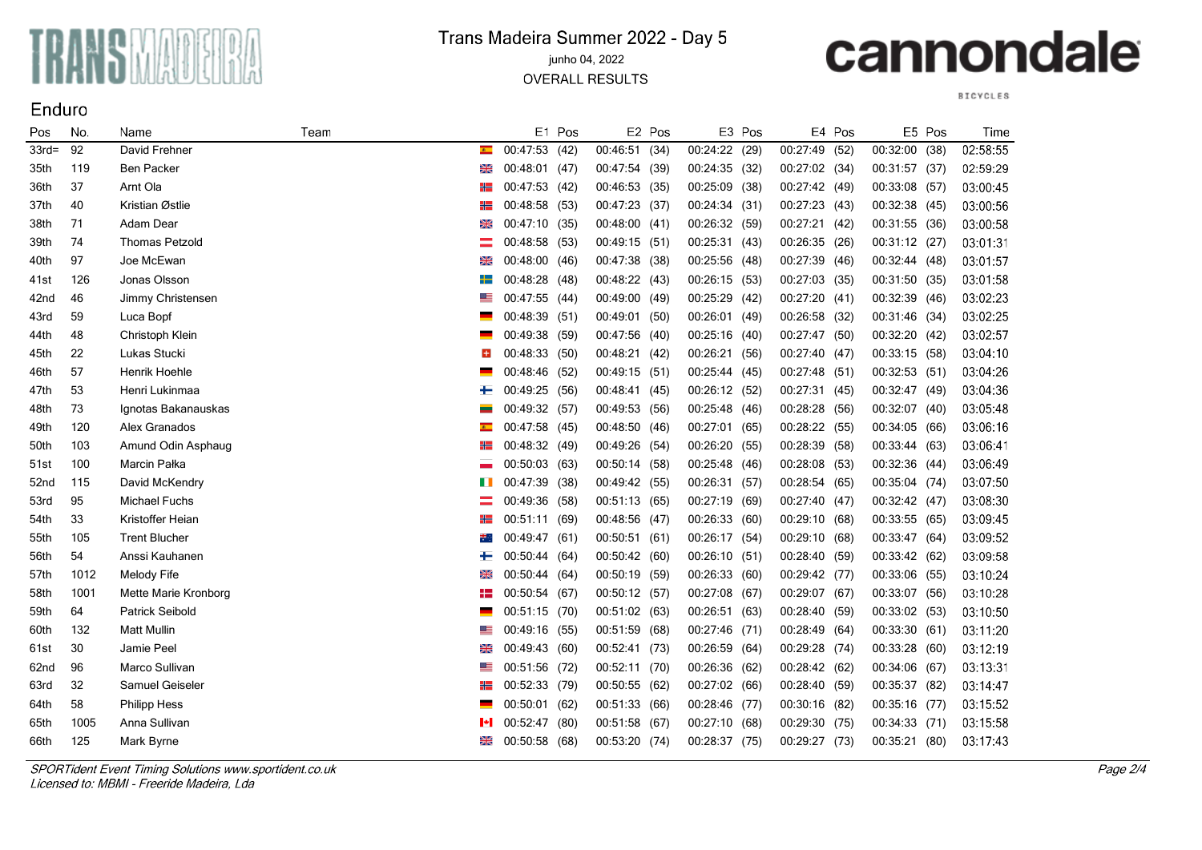# Trans Madeira Summer 2022 - Day 5

junho 04, 2022

OVERALL RESULTS

## Enduro

| Pos | No. | Name | Team | | E1 | Pos | E2 | Pos | E3 | Pos | E4 | Pos | E5 | Pos | Time |
|---|---|---|---|---|---|---|---|---|---|---|---|---|---|---|---|
| 33rd= | 92 | David Frehner | | | 00:47:53 | (42) | 00:46:51 | (34) | 00:24:22 | (29) | 00:27:49 | (52) | 00:32:00 | (38) | 02:58:55 |
| 35th | 119 | Ben Packer | | | 00:48:01 | (47) | 00:47:54 | (39) | 00:24:35 | (32) | 00:27:02 | (34) | 00:31:57 | (37) | 02:59:29 |
| 36th | 37 | Arnt Ola | | | 00:47:53 | (42) | 00:46:53 | (35) | 00:25:09 | (38) | 00:27:42 | (49) | 00:33:08 | (57) | 03:00:45 |
| 37th | 40 | Kristian Østlie | | | 00:48:58 | (53) | 00:47:23 | (37) | 00:24:34 | (31) | 00:27:23 | (43) | 00:32:38 | (45) | 03:00:56 |
| 38th | 71 | Adam Dear | | | 00:47:10 | (35) | 00:48:00 | (41) | 00:26:32 | (59) | 00:27:21 | (42) | 00:31:55 | (36) | 03:00:58 |
| 39th | 74 | Thomas Petzold | | | 00:48:58 | (53) | 00:49:15 | (51) | 00:25:31 | (43) | 00:26:35 | (26) | 00:31:12 | (27) | 03:01:31 |
| 40th | 97 | Joe McEwan | | | 00:48:00 | (46) | 00:47:38 | (38) | 00:25:56 | (48) | 00:27:39 | (46) | 00:32:44 | (48) | 03:01:57 |
| 41st | 126 | Jonas Olsson | | | 00:48:28 | (48) | 00:48:22 | (43) | 00:26:15 | (53) | 00:27:03 | (35) | 00:31:50 | (35) | 03:01:58 |
| 42nd | 46 | Jimmy Christensen | | | 00:47:55 | (44) | 00:49:00 | (49) | 00:25:29 | (42) | 00:27:20 | (41) | 00:32:39 | (46) | 03:02:23 |
| 43rd | 59 | Luca Bopf | | | 00:48:39 | (51) | 00:49:01 | (50) | 00:26:01 | (49) | 00:26:58 | (32) | 00:31:46 | (34) | 03:02:25 |
| 44th | 48 | Christoph Klein | | | 00:49:38 | (59) | 00:47:56 | (40) | 00:25:16 | (40) | 00:27:47 | (50) | 00:32:20 | (42) | 03:02:57 |
| 45th | 22 | Lukas Stucki | | | 00:48:33 | (50) | 00:48:21 | (42) | 00:26:21 | (56) | 00:27:40 | (47) | 00:33:15 | (58) | 03:04:10 |
| 46th | 57 | Henrik Hoehle | | | 00:48:46 | (52) | 00:49:15 | (51) | 00:25:44 | (45) | 00:27:48 | (51) | 00:32:53 | (51) | 03:04:26 |
| 47th | 53 | Henri Lukinmaa | | | 00:49:25 | (56) | 00:48:41 | (45) | 00:26:12 | (52) | 00:27:31 | (45) | 00:32:47 | (49) | 03:04:36 |
| 48th | 73 | Ignotas Bakanauskas | | | 00:49:32 | (57) | 00:49:53 | (56) | 00:25:48 | (46) | 00:28:28 | (56) | 00:32:07 | (40) | 03:05:48 |
| 49th | 120 | Alex Granados | | | 00:47:58 | (45) | 00:48:50 | (46) | 00:27:01 | (65) | 00:28:22 | (55) | 00:34:05 | (66) | 03:06:16 |
| 50th | 103 | Amund Odin Asphaug | | | 00:48:32 | (49) | 00:49:26 | (54) | 00:26:20 | (55) | 00:28:39 | (58) | 00:33:44 | (63) | 03:06:41 |
| 51st | 100 | Marcin Pałka | | | 00:50:03 | (63) | 00:50:14 | (58) | 00:25:48 | (46) | 00:28:08 | (53) | 00:32:36 | (44) | 03:06:49 |
| 52nd | 115 | David McKendry | | | 00:47:39 | (38) | 00:49:42 | (55) | 00:26:31 | (57) | 00:28:54 | (65) | 00:35:04 | (74) | 03:07:50 |
| 53rd | 95 | Michael Fuchs | | | 00:49:36 | (58) | 00:51:13 | (65) | 00:27:19 | (69) | 00:27:40 | (47) | 00:32:42 | (47) | 03:08:30 |
| 54th | 33 | Kristoffer Heian | | | 00:51:11 | (69) | 00:48:56 | (47) | 00:26:33 | (60) | 00:29:10 | (68) | 00:33:55 | (65) | 03:09:45 |
| 55th | 105 | Trent Blucher | | | 00:49:47 | (61) | 00:50:51 | (61) | 00:26:17 | (54) | 00:29:10 | (68) | 00:33:47 | (64) | 03:09:52 |
| 56th | 54 | Anssi Kauhanen | | | 00:50:44 | (64) | 00:50:42 | (60) | 00:26:10 | (51) | 00:28:40 | (59) | 00:33:42 | (62) | 03:09:58 |
| 57th | 1012 | Melody Fife | | | 00:50:44 | (64) | 00:50:19 | (59) | 00:26:33 | (60) | 00:29:42 | (77) | 00:33:06 | (55) | 03:10:24 |
| 58th | 1001 | Mette Marie Kronborg | | | 00:50:54 | (67) | 00:50:12 | (57) | 00:27:08 | (67) | 00:29:07 | (67) | 00:33:07 | (56) | 03:10:28 |
| 59th | 64 | Patrick Seibold | | | 00:51:15 | (70) | 00:51:02 | (63) | 00:26:51 | (63) | 00:28:40 | (59) | 00:33:02 | (53) | 03:10:50 |
| 60th | 132 | Matt Mullin | | | 00:49:16 | (55) | 00:51:59 | (68) | 00:27:46 | (71) | 00:28:49 | (64) | 00:33:30 | (61) | 03:11:20 |
| 61st | 30 | Jamie Peel | | | 00:49:43 | (60) | 00:52:41 | (73) | 00:26:59 | (64) | 00:29:28 | (74) | 00:33:28 | (60) | 03:12:19 |
| 62nd | 96 | Marco Sullivan | | | 00:51:56 | (72) | 00:52:11 | (70) | 00:26:36 | (62) | 00:28:42 | (62) | 00:34:06 | (67) | 03:13:31 |
| 63rd | 32 | Samuel Geiseler | | | 00:52:33 | (79) | 00:50:55 | (62) | 00:27:02 | (66) | 00:28:40 | (59) | 00:35:37 | (82) | 03:14:47 |
| 64th | 58 | Philipp Hess | | | 00:50:01 | (62) | 00:51:33 | (66) | 00:28:46 | (77) | 00:30:16 | (82) | 00:35:16 | (77) | 03:15:52 |
| 65th | 1005 | Anna Sullivan | | | 00:52:47 | (80) | 00:51:58 | (67) | 00:27:10 | (68) | 00:29:30 | (75) | 00:34:33 | (71) | 03:15:58 |
| 66th | 125 | Mark Byrne | | | 00:50:58 | (68) | 00:53:20 | (74) | 00:28:37 | (75) | 00:29:27 | (73) | 00:35:21 | (80) | 03:17:43 |

*SPORTident Event Timing Solutions www.sportident.co.uk*
*Licensed to: MBMI - Freeride Madeira, Lda*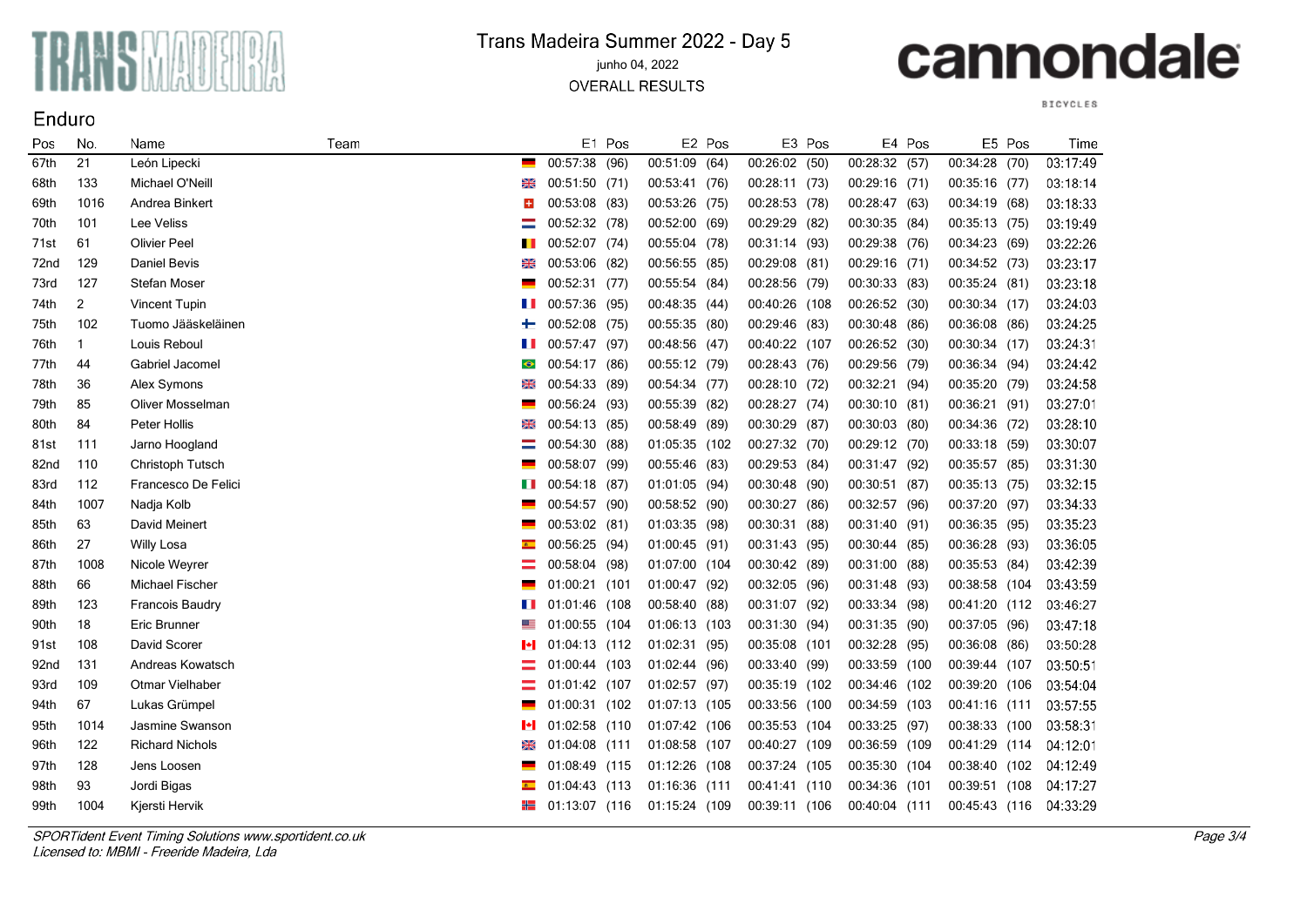# Trans Madeira Summer 2022 - Day 5

junho 04, 2022

OVERALL RESULTS

## Enduro

| Pos | No. | Name | Team | E1 | Pos | E2 | Pos | E3 | Pos | E4 | Pos | E5 | Pos | Time |
|---|---|---|---|---|---|---|---|---|---|---|---|---|---|---|
| 67th | 21 | León Lipecki | | 00:57:38 | (96) | 00:51:09 | (64) | 00:26:02 | (50) | 00:28:32 | (57) | 00:34:28 | (70) | 03:17:49 |
| 68th | 133 | Michael O'Neill | | 00:51:50 | (71) | 00:53:41 | (76) | 00:28:11 | (73) | 00:29:16 | (71) | 00:35:16 | (77) | 03:18:14 |
| 69th | 1016 | Andrea Binkert | | 00:53:08 | (83) | 00:53:26 | (75) | 00:28:53 | (78) | 00:28:47 | (63) | 00:34:19 | (68) | 03:18:33 |
| 70th | 101 | Lee Veliss | | 00:52:32 | (78) | 00:52:00 | (69) | 00:29:29 | (82) | 00:30:35 | (84) | 00:35:13 | (75) | 03:19:49 |
| 71st | 61 | Olivier Peel | | 00:52:07 | (74) | 00:55:04 | (78) | 00:31:14 | (93) | 00:29:38 | (76) | 00:34:23 | (69) | 03:22:26 |
| 72nd | 129 | Daniel Bevis | | 00:53:06 | (82) | 00:56:55 | (85) | 00:29:08 | (81) | 00:29:16 | (71) | 00:34:52 | (73) | 03:23:17 |
| 73rd | 127 | Stefan Moser | | 00:52:31 | (77) | 00:55:54 | (84) | 00:28:56 | (79) | 00:30:33 | (83) | 00:35:24 | (81) | 03:23:18 |
| 74th | 2 | Vincent Tupin | | 00:57:36 | (95) | 00:48:35 | (44) | 00:40:26 | (108 | 00:26:52 | (30) | 00:30:34 | (17) | 03:24:03 |
| 75th | 102 | Tuomo Jääskeläinen | | 00:52:08 | (75) | 00:55:35 | (80) | 00:29:46 | (83) | 00:30:48 | (86) | 00:36:08 | (86) | 03:24:25 |
| 76th | 1 | Louis Reboul | | 00:57:47 | (97) | 00:48:56 | (47) | 00:40:22 | (107 | 00:26:52 | (30) | 00:30:34 | (17) | 03:24:31 |
| 77th | 44 | Gabriel Jacomel | | 00:54:17 | (86) | 00:55:12 | (79) | 00:28:43 | (76) | 00:29:56 | (79) | 00:36:34 | (94) | 03:24:42 |
| 78th | 36 | Alex Symons | | 00:54:33 | (89) | 00:54:34 | (77) | 00:28:10 | (72) | 00:32:21 | (94) | 00:35:20 | (79) | 03:24:58 |
| 79th | 85 | Oliver Mosselman | | 00:56:24 | (93) | 00:55:39 | (82) | 00:28:27 | (74) | 00:30:10 | (81) | 00:36:21 | (91) | 03:27:01 |
| 80th | 84 | Peter Hollis | | 00:54:13 | (85) | 00:58:49 | (89) | 00:30:29 | (87) | 00:30:03 | (80) | 00:34:36 | (72) | 03:28:10 |
| 81st | 111 | Jarno Hoogland | | 00:54:30 | (88) | 01:05:35 | (102 | 00:27:32 | (70) | 00:29:12 | (70) | 00:33:18 | (59) | 03:30:07 |
| 82nd | 110 | Christoph Tutsch | | 00:58:07 | (99) | 00:55:46 | (83) | 00:29:53 | (84) | 00:31:47 | (92) | 00:35:57 | (85) | 03:31:30 |
| 83rd | 112 | Francesco De Felici | | 00:54:18 | (87) | 01:01:05 | (94) | 00:30:48 | (90) | 00:30:51 | (87) | 00:35:13 | (75) | 03:32:15 |
| 84th | 1007 | Nadja Kolb | | 00:54:57 | (90) | 00:58:52 | (90) | 00:30:27 | (86) | 00:32:57 | (96) | 00:37:20 | (97) | 03:34:33 |
| 85th | 63 | David Meinert | | 00:53:02 | (81) | 01:03:35 | (98) | 00:30:31 | (88) | 00:31:40 | (91) | 00:36:35 | (95) | 03:35:23 |
| 86th | 27 | Willy Losa | | 00:56:25 | (94) | 01:00:45 | (91) | 00:31:43 | (95) | 00:30:44 | (85) | 00:36:28 | (93) | 03:36:05 |
| 87th | 1008 | Nicole Weyrer | | 00:58:04 | (98) | 01:07:00 | (104 | 00:30:42 | (89) | 00:31:00 | (88) | 00:35:53 | (84) | 03:42:39 |
| 88th | 66 | Michael Fischer | | 01:00:21 | (101 | 01:00:47 | (92) | 00:32:05 | (96) | 00:31:48 | (93) | 00:38:58 | (104 | 03:43:59 |
| 89th | 123 | Francois Baudry | | 01:01:46 | (108 | 00:58:40 | (88) | 00:31:07 | (92) | 00:33:34 | (98) | 00:41:20 | (112 | 03:46:27 |
| 90th | 18 | Eric Brunner | | 01:00:55 | (104 | 01:06:13 | (103 | 00:31:30 | (94) | 00:31:35 | (90) | 00:37:05 | (96) | 03:47:18 |
| 91st | 108 | David Scorer | | 01:04:13 | (112 | 01:02:31 | (95) | 00:35:08 | (101 | 00:32:28 | (95) | 00:36:08 | (86) | 03:50:28 |
| 92nd | 131 | Andreas Kowatsch | | 01:00:44 | (103 | 01:02:44 | (96) | 00:33:40 | (99) | 00:33:59 | (100 | 00:39:44 | (107 | 03:50:51 |
| 93rd | 109 | Otmar Vielhaber | | 01:01:42 | (107 | 01:02:57 | (97) | 00:35:19 | (102 | 00:34:46 | (102 | 00:39:20 | (106 | 03:54:04 |
| 94th | 67 | Lukas Grümpel | | 01:00:31 | (102 | 01:07:13 | (105 | 00:33:56 | (100 | 00:34:59 | (103 | 00:41:16 | (111 | 03:57:55 |
| 95th | 1014 | Jasmine Swanson | | 01:02:58 | (110 | 01:07:42 | (106 | 00:35:53 | (104 | 00:33:25 | (97) | 00:38:33 | (100 | 03:58:31 |
| 96th | 122 | Richard Nichols | | 01:04:08 | (111 | 01:08:58 | (107 | 00:40:27 | (109 | 00:36:59 | (109 | 00:41:29 | (114 | 04:12:01 |
| 97th | 128 | Jens Loosen | | 01:08:49 | (115 | 01:12:26 | (108 | 00:37:24 | (105 | 00:35:30 | (104 | 00:38:40 | (102 | 04:12:49 |
| 98th | 93 | Jordi Bigas | | 01:04:43 | (113 | 01:16:36 | (111 | 00:41:41 | (110 | 00:34:36 | (101 | 00:39:51 | (108 | 04:17:27 |
| 99th | 1004 | Kjersti Hervik | | 01:13:07 | (116 | 01:15:24 | (109 | 00:39:11 | (106 | 00:40:04 | (111 | 00:45:43 | (116 | 04:33:29 |

*SPORTident Event Timing Solutions www.sportident.co.uk*
*Licensed to: MBMI - Freeride Madeira, Lda*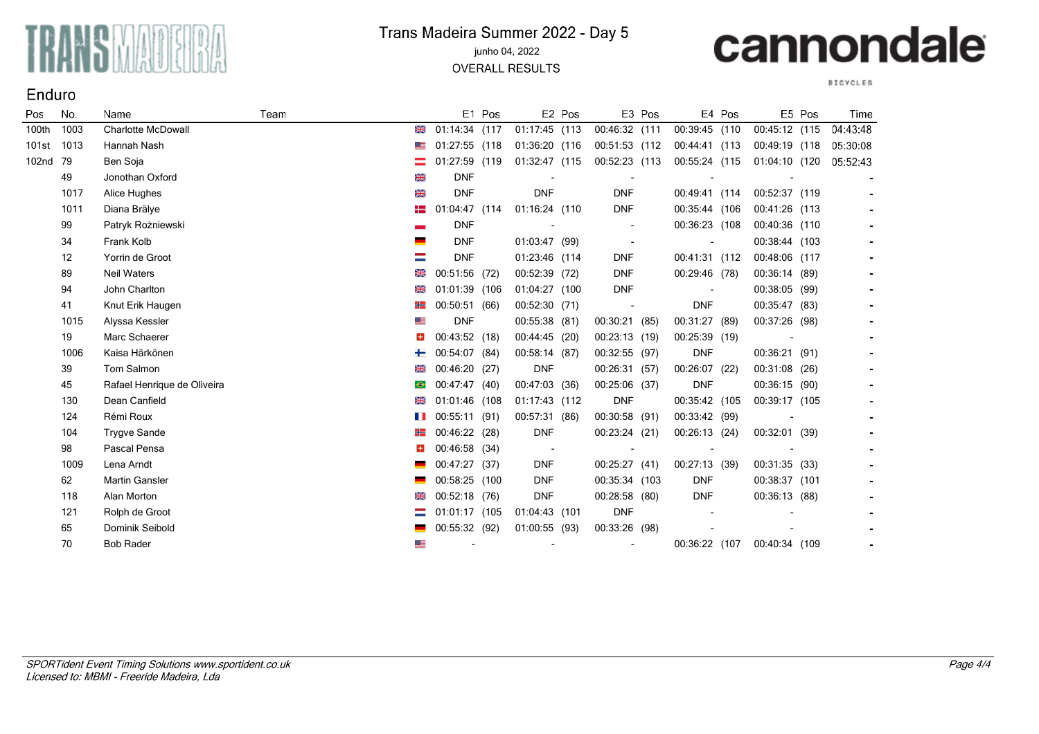# Trans Madeira Summer 2022 - Day 5

junho 04, 2022

OVERALL RESULTS

## Enduro

| Pos | No. | Name | Team | E1 | Pos | E2 | Pos | E3 | Pos | E4 | Pos | E5 | Pos | Time |
|---|---|---|---|---|---|---|---|---|---|---|---|---|---|---|
| 100th | 1003 | Charlotte McDowall | | 01:14:34 | (117 | 01:17:45 | (113 | 00:46:32 | (111 | 00:39:45 | (110 | 00:45:12 | (115 | 04:43:48 |
| 101st | 1013 | Hannah Nash | | 01:27:55 | (118 | 01:36:20 | (116 | 00:51:53 | (112 | 00:44:41 | (113 | 00:49:19 | (118 | 05:30:08 |
| 102nd | 79 | Ben Soja | | 01:27:59 | (119 | 01:32:47 | (115 | 00:52:23 | (113 | 00:55:24 | (115 | 01:04:10 | (120 | 05:52:43 |
| | 49 | Jonothan Oxford | | DNF | | - | | - | | - | | - | | - |
| | 1017 | Alice Hughes | | DNF | | DNF | | DNF | | 00:49:41 | (114 | 00:52:37 | (119 | - |
| | 1011 | Diana Brālye | | 01:04:47 | (114 | 01:16:24 | (110 | DNF | | 00:35:44 | (106 | 00:41:26 | (113 | - |
| | 99 | Patryk Rożniewski | | DNF | | - | | - | | 00:36:23 | (108 | 00:40:36 | (110 | - |
| | 34 | Frank Kolb | | DNF | | 01:03:47 | (99) | - | | - | | 00:38:44 | (103 | - |
| | 12 | Yorrin de Groot | | DNF | | 01:23:46 | (114 | DNF | | 00:41:31 | (112 | 00:48:06 | (117 | - |
| | 89 | Neil Waters | | 00:51:56 | (72) | 00:52:39 | (72) | DNF | | 00:29:46 | (78) | 00:36:14 | (89) | - |
| | 94 | John Charlton | | 01:01:39 | (106 | 01:04:27 | (100 | DNF | | - | | 00:38:05 | (99) | - |
| | 41 | Knut Erik Haugen | | 00:50:51 | (66) | 00:52:30 | (71) | - | | DNF | | 00:35:47 | (83) | - |
| | 1015 | Alyssa Kessler | | DNF | | 00:55:38 | (81) | 00:30:21 | (85) | 00:31:27 | (89) | 00:37:26 | (98) | - |
| | 19 | Marc Schaerer | | 00:43:52 | (18) | 00:44:45 | (20) | 00:23:13 | (19) | 00:25:39 | (19) | - | | - |
| | 1006 | Kaisa Härkönen | | 00:54:07 | (84) | 00:58:14 | (87) | 00:32:55 | (97) | DNF | | 00:36:21 | (91) | - |
| | 39 | Tom Salmon | | 00:46:20 | (27) | DNF | | 00:26:31 | (57) | 00:26:07 | (22) | 00:31:08 | (26) | - |
| | 45 | Rafael Henrique de Oliveira | | 00:47:47 | (40) | 00:47:03 | (36) | 00:25:06 | (37) | DNF | | 00:36:15 | (90) | - |
| | 130 | Dean Canfield | | 01:01:46 | (108 | 01:17:43 | (112 | DNF | | 00:35:42 | (105 | 00:39:17 | (105 | - |
| | 124 | Rémi Roux | | 00:55:11 | (91) | 00:57:31 | (86) | 00:30:58 | (91) | 00:33:42 | (99) | - | | - |
| | 104 | Trygve Sande | | 00:46:22 | (28) | DNF | | 00:23:24 | (21) | 00:26:13 | (24) | 00:32:01 | (39) | - |
| | 98 | Pascal Pensa | | 00:46:58 | (34) | - | | - | | - | | - | | - |
| | 1009 | Lena Arndt | | 00:47:27 | (37) | DNF | | 00:25:27 | (41) | 00:27:13 | (39) | 00:31:35 | (33) | - |
| | 62 | Martin Gansler | | 00:58:25 | (100 | DNF | | 00:35:34 | (103 | DNF | | 00:38:37 | (101 | - |
| | 118 | Alan Morton | | 00:52:18 | (76) | DNF | | 00:28:58 | (80) | DNF | | 00:36:13 | (88) | - |
| | 121 | Rolph de Groot | | 01:01:17 | (105 | 01:04:43 | (101 | DNF | | - | | - | | - |
| | 65 | Dominik Seibold | | 00:55:32 | (92) | 01:00:55 | (93) | 00:33:26 | (98) | - | | - | | - |
| | 70 | Bob Rader | | - | | - | | - | | 00:36:22 | (107 | 00:40:34 | (109 | - |

*SPORTident Event Timing Solutions www.sportident.co.uk*
*Licensed to: MBMI - Freeride Madeira, Lda*